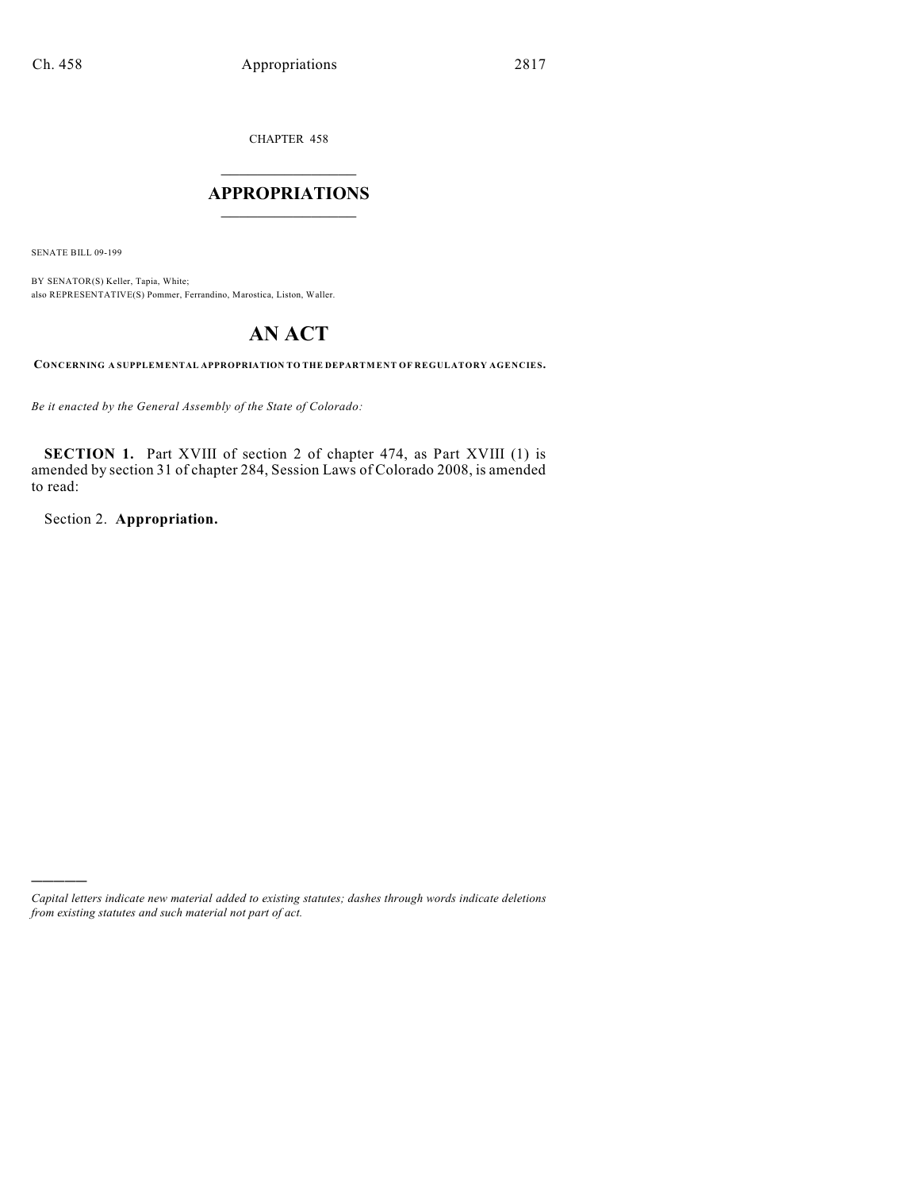CHAPTER 458

# APPROPRIATIONS

SENATE BILL 09-199

BY SENATOR(S) Keller, Tapia, White;
also REPRESENTATIVE(S) Pommer, Ferrandino, Marostica, Liston, Waller.

# AN ACT

**CONCERNING A SUPPLEMENTAL APPROPRIATION TO THE DEPARTMENT OF REGULATORY AGENCIES.**

*Be it enacted by the General Assembly of the State of Colorado:*

**SECTION 1.** Part XVIII of section 2 of chapter 474, as Part XVIII (1) is amended by section 31 of chapter 284, Session Laws of Colorado 2008, is amended to read:

Section 2. **Appropriation.**

---

*Capital letters indicate new material added to existing statutes; dashes through words indicate deletions from existing statutes and such material not part of act.*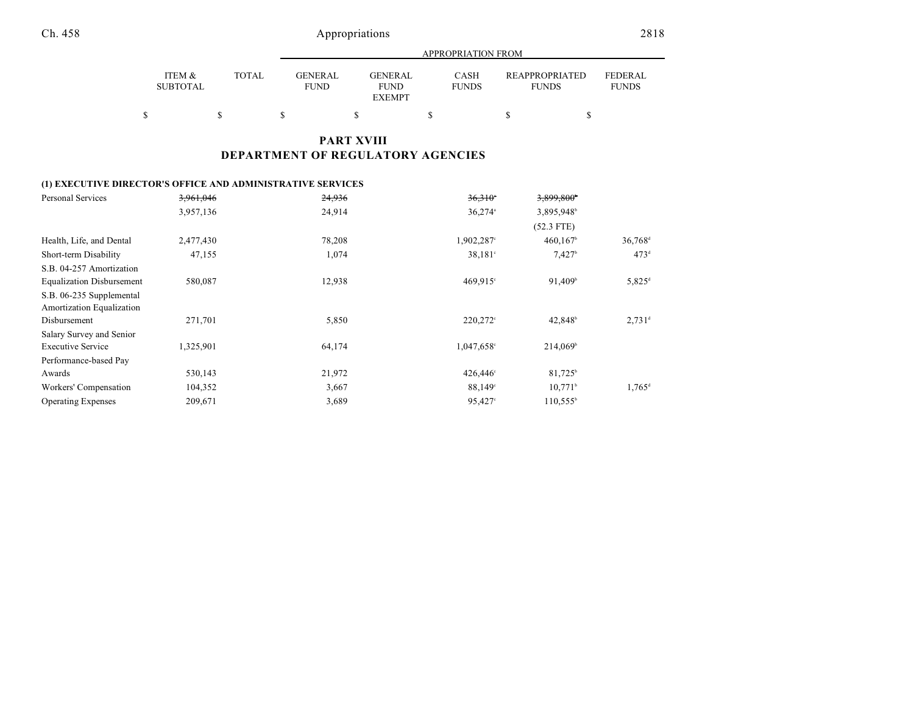# PART XVIII
# DEPARTMENT OF REGULATORY AGENCIES

|  | ITEM & SUBTOTAL | TOTAL | GENERAL FUND | GENERAL FUND EXEMPT | CASH FUNDS | REAPPROPRIATED FUNDS | FEDERAL FUNDS |
|---|---|---|---|---|---|---|---|
|  |  |  | APPROPRIATION FROM |  |  |  |  |
|  | $ | $ | $ | $ | $ | $ | $ |
| **(1) EXECUTIVE DIRECTOR'S OFFICE AND ADMINISTRATIVE SERVICES** |  |  |  |  |  |  |  |
| Personal Services | ~~3,961,046~~ |  | ~~24,936~~ |  | ~~36,310~~[a] | ~~3,899,800~~[b] |  |
|  | 3,957,136 |  | 24,914 |  | 36,274[a] | 3,895,948[b] |  |
|  |  |  |  |  |  | (52.3 FTE) |  |
| Health, Life, and Dental | 2,477,430 |  | 78,208 |  | 1,902,287[c] | 460,167[b] | 36,768[d] |
| Short-term Disability | 47,155 |  | 1,074 |  | 38,181[c] | 7,427[b] | 473[d] |
| S.B. 04-257 Amortization Equalization Disbursement | 580,087 |  | 12,938 |  | 469,915[c] | 91,409[b] | 5,825[d] |
| S.B. 06-235 Supplemental Amortization Equalization Disbursement | 271,701 |  | 5,850 |  | 220,272[c] | 42,848[b] | 2,731[d] |
| Salary Survey and Senior Executive Service | 1,325,901 |  | 64,174 |  | 1,047,658[c] | 214,069[b] |  |
| Performance-based Pay Awards | 530,143 |  | 21,972 |  | 426,446[c] | 81,725[b] |  |
| Workers' Compensation | 104,352 |  | 3,667 |  | 88,149[c] | 10,771[b] | 1,765[d] |
| Operating Expenses | 209,671 |  | 3,689 |  | 95,427[c] | 110,555[b] |  |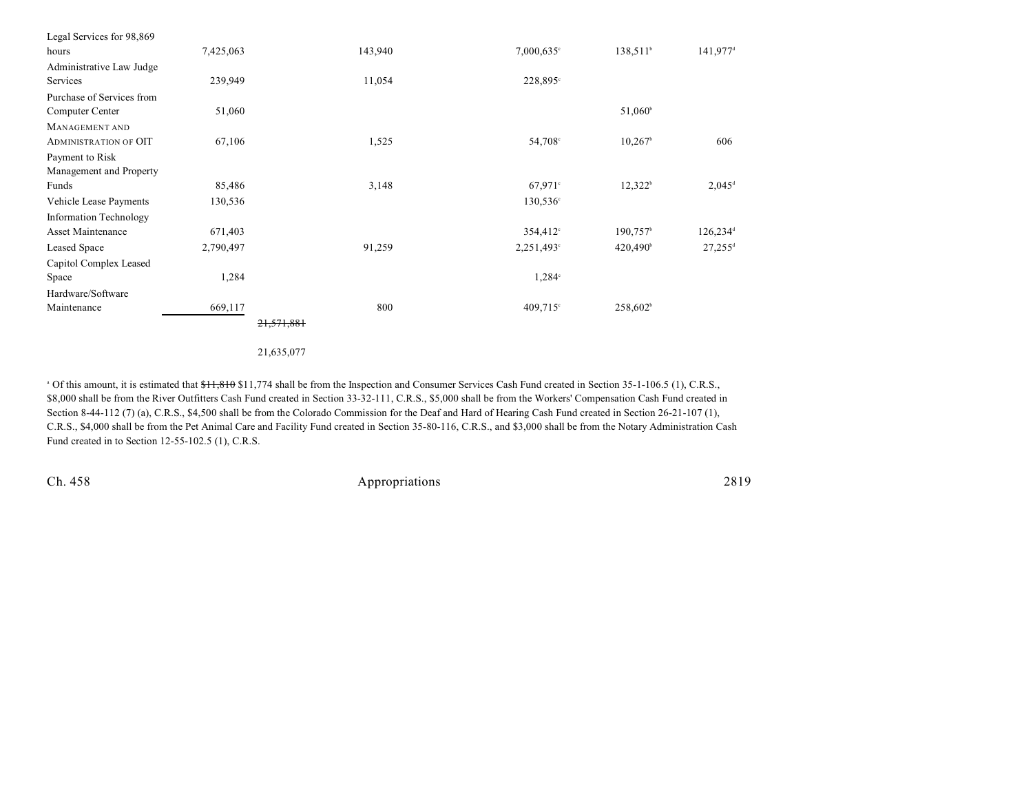| | | | | | | |
|---|---|---|---|---|---|---|
| Legal Services for 98,869 hours | 7,425,063 | | 143,940 | 7,000,635[c] | 138,511[b] | 141,977[d] |
| Administrative Law Judge Services | 239,949 | | 11,054 | 228,895[c] | | |
| Purchase of Services from Computer Center | 51,060 | | | | 51,060[b] | |
| MANAGEMENT AND ADMINISTRATION OF OIT | 67,106 | | 1,525 | 54,708[c] | 10,267[b] | 606 |
| Payment to Risk Management and Property Funds | 85,486 | | 3,148 | 67,971[c] | 12,322[b] | 2,045[d] |
| Vehicle Lease Payments | 130,536 | | | 130,536[c] | | |
| Information Technology Asset Maintenance | 671,403 | | | 354,412[c] | 190,757[b] | 126,234[d] |
| Leased Space | 2,790,497 | | 91,259 | 2,251,493[c] | 420,490[b] | 27,255[d] |
| Capitol Complex Leased Space | 1,284 | | | 1,284[c] | | |
| Hardware/Software Maintenance | 669,117 | | 800 | 409,715[c] | 258,602[b] | |
| | | ~~21,571,881~~ | | | | |
| | | 21,635,077 | | | | |

[a] Of this amount, it is estimated that ~~$11,810~~ $11,774 shall be from the Inspection and Consumer Services Cash Fund created in Section 35-1-106.5 (1), C.R.S., $8,000 shall be from the River Outfitters Cash Fund created in Section 33-32-111, C.R.S., $5,000 shall be from the Workers' Compensation Cash Fund created in Section 8-44-112 (7) (a), C.R.S., $4,500 shall be from the Colorado Commission for the Deaf and Hard of Hearing Cash Fund created in Section 26-21-107 (1), C.R.S., $4,000 shall be from the Pet Animal Care and Facility Fund created in Section 35-80-116, C.R.S., and $3,000 shall be from the Notary Administration Cash Fund created in to Section 12-55-102.5 (1), C.R.S.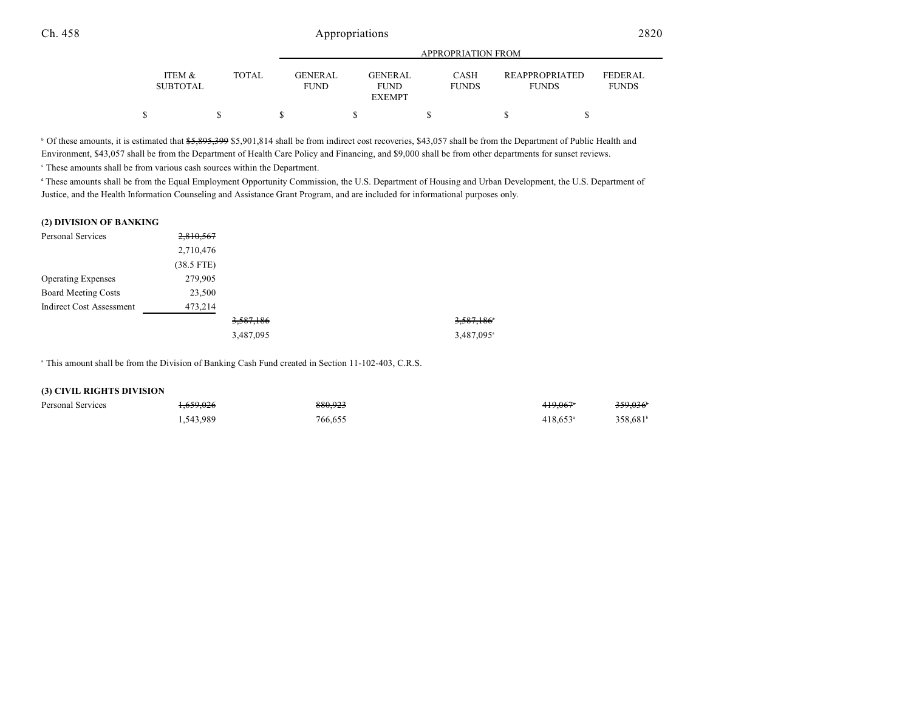| | ITEM & SUBTOTAL | TOTAL | GENERAL FUND | GENERAL FUND EXEMPT | CASH FUNDS | REAPPROPRIATED FUNDS | FEDERAL FUNDS |
|---|---|---|---|---|---|---|---|
| | | | APPROPRIATION FROM | | | | |
| | $ | $ | $ | $ | $ | $ | $ |

[b] Of these amounts, it is estimated that ~~$5,895,399~~ $5,901,814 shall be from indirect cost recoveries, $43,057 shall be from the Department of Public Health and Environment, $43,057 shall be from the Department of Health Care Policy and Financing, and $9,000 shall be from other departments for sunset reviews.

[c] These amounts shall be from various cash sources within the Department.

[d] These amounts shall be from the Equal Employment Opportunity Commission, the U.S. Department of Housing and Urban Development, the U.S. Department of Justice, and the Health Information Counseling and Assistance Grant Program, and are included for informational purposes only.

**(2) DIVISION OF BANKING**

| | ITEM & SUBTOTAL | TOTAL | GENERAL FUND | GENERAL FUND EXEMPT | CASH FUNDS | REAPPROPRIATED FUNDS | FEDERAL FUNDS |
|---|---|---|---|---|---|---|---|
| Personal Services | ~~2,810,567~~ | | | | | | |
| | 2,710,476 | | | | | | |
| | (38.5 FTE) | | | | | | |
| Operating Expenses | 279,905 | | | | | | |
| Board Meeting Costs | 23,500 | | | | | | |
| Indirect Cost Assessment | 473,214 | | | | | | |
| | | ~~3,587,186~~ | | | ~~3,587,186~~[a] | | |
| | | 3,487,095 | | | 3,487,095[a] | | |

[a] This amount shall be from the Division of Banking Cash Fund created in Section 11-102-403, C.R.S.

**(3) CIVIL RIGHTS DIVISION**

| | ITEM & SUBTOTAL | TOTAL | GENERAL FUND | GENERAL FUND EXEMPT | CASH FUNDS | REAPPROPRIATED FUNDS | FEDERAL FUNDS |
|---|---|---|---|---|---|---|---|
| Personal Services | ~~1,659,026~~ | | ~~880,923~~ | | | ~~419,067~~[a] | ~~359,036~~[b] |
| | 1,543,989 | | 766,655 | | | 418,653[a] | 358,681[b] |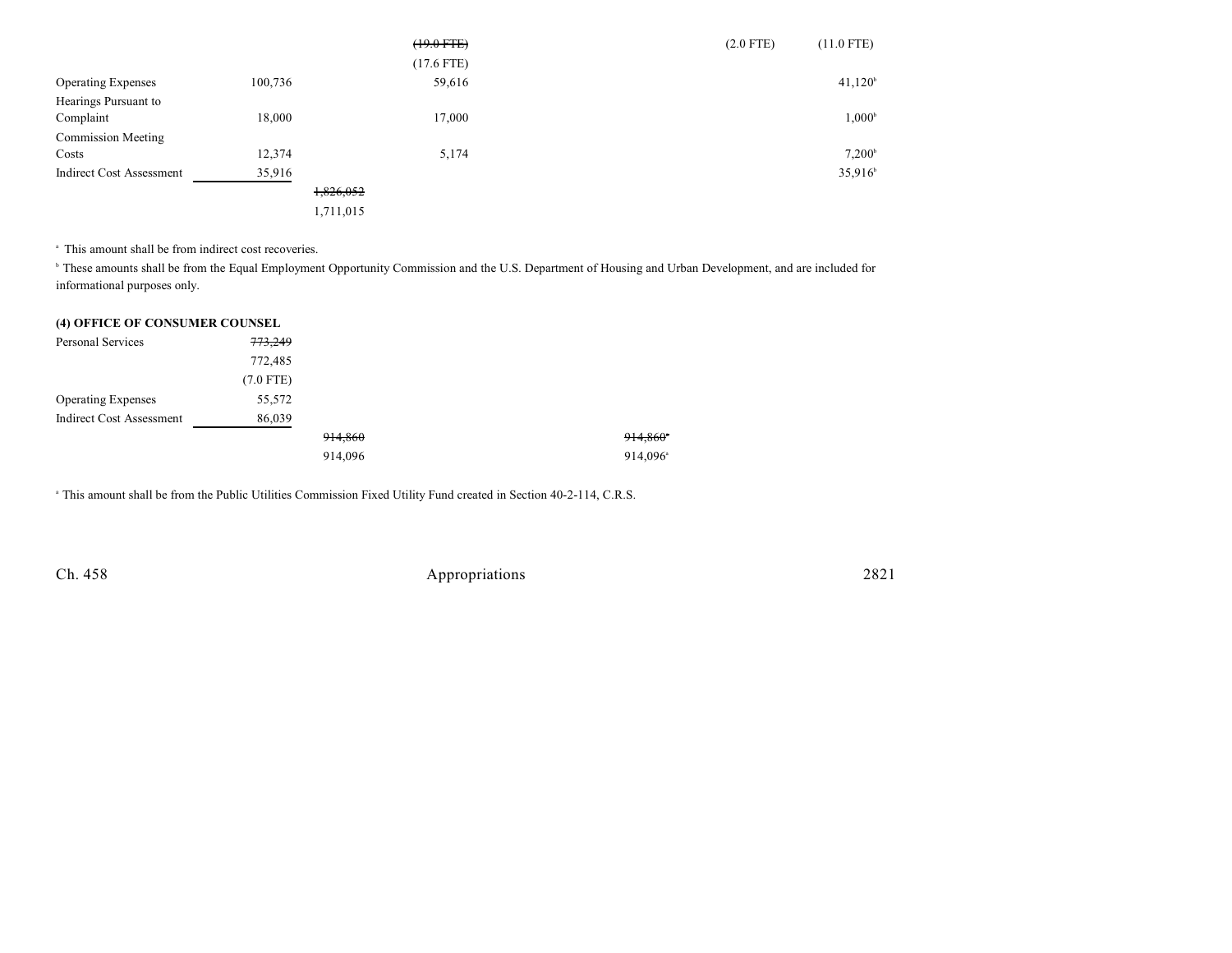| | | | | | | |
|---|---|---|---|---|---|---|
| | | | ~~(19.0 FTE)~~ | | (2.0 FTE) | (11.0 FTE) |
| | | | (17.6 FTE) | | | |
| Operating Expenses | 100,736 | | 59,616 | | | 41,120[b] |
| Hearings Pursuant to Complaint | 18,000 | | 17,000 | | | 1,000[b] |
| Commission Meeting Costs | 12,374 | | 5,174 | | | 7,200[b] |
| Indirect Cost Assessment | 35,916 | | | | | 35,916[b] |
| | | ~~1,826,052~~ | | | | |
| | | 1,711,015 | | | | |

[a] This amount shall be from indirect cost recoveries.

[b] These amounts shall be from the Equal Employment Opportunity Commission and the U.S. Department of Housing and Urban Development, and are included for informational purposes only.

**(4) OFFICE OF CONSUMER COUNSEL**

| | | | | |
|---|---|---|---|---|
| Personal Services | ~~773,249~~ | | | |
| | 772,485 | | | |
| | (7.0 FTE) | | | |
| Operating Expenses | 55,572 | | | |
| Indirect Cost Assessment | 86,039 | | | |
| | | ~~914,860~~ | | ~~914,860~~[a] |
| | | 914,096 | | 914,096[a] |

[a] This amount shall be from the Public Utilities Commission Fixed Utility Fund created in Section 40-2-114, C.R.S.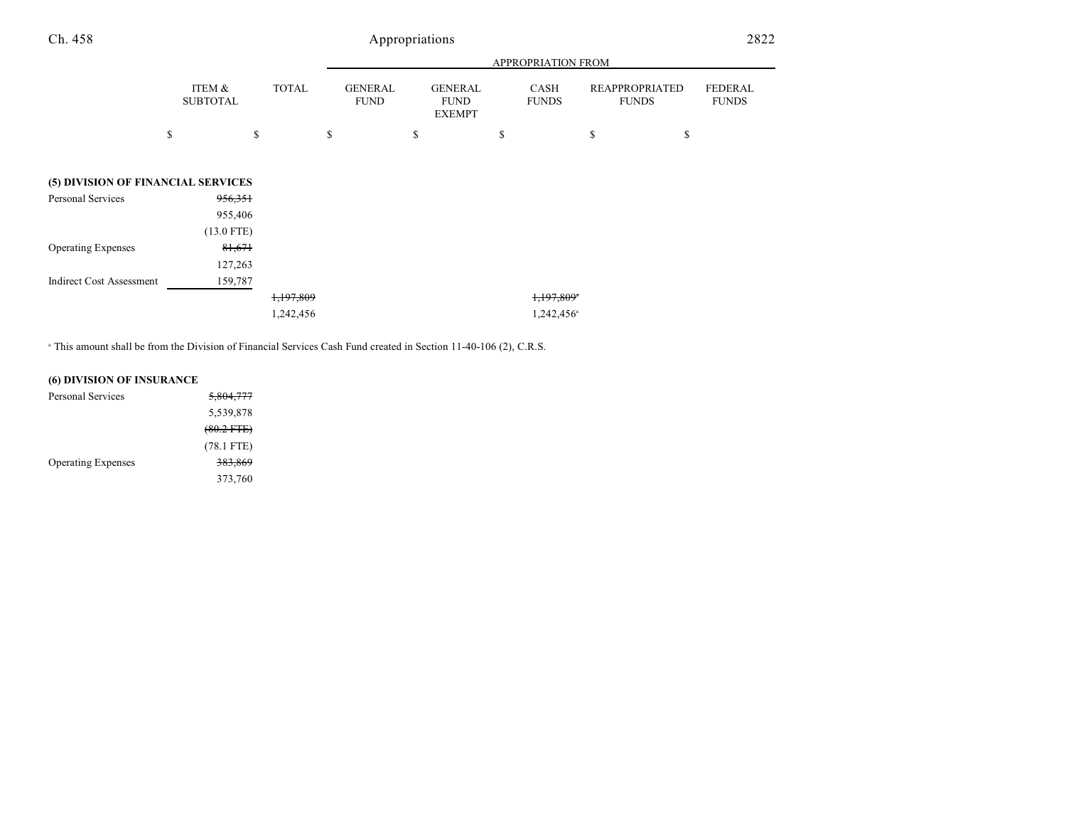| | ITEM & SUBTOTAL | TOTAL | GENERAL FUND | GENERAL FUND EXEMPT | CASH FUNDS | REAPPROPRIATED FUNDS | FEDERAL FUNDS |
|---|---|---|---|---|---|---|---|
| | | | APPROPRIATION FROM | | | | |
| | $ | $ | $ | $ | $ | $ | $ |
| **(5) DIVISION OF FINANCIAL SERVICES** | | | | | | | |
| Personal Services | ~~956,351~~ | | | | | | |
| | 955,406 | | | | | | |
| | (13.0 FTE) | | | | | | |
| Operating Expenses | ~~81,671~~ | | | | | | |
| | 127,263 | | | | | | |
| Indirect Cost Assessment | 159,787 | | | | | | |
| | | ~~1,197,809~~ | | | ~~1,197,809~~[a] | | |
| | | 1,242,456 | | | 1,242,456[a] | | |

[a] This amount shall be from the Division of Financial Services Cash Fund created in Section 11-40-106 (2), C.R.S.

| | ITEM & SUBTOTAL | TOTAL | GENERAL FUND | GENERAL FUND EXEMPT | CASH FUNDS | REAPPROPRIATED FUNDS | FEDERAL FUNDS |
|---|---|---|---|---|---|---|---|
| **(6) DIVISION OF INSURANCE** | | | | | | | |
| Personal Services | ~~5,804,777~~ | | | | | | |
| | 5,539,878 | | | | | | |
| | ~~(80.2 FTE)~~ | | | | | | |
| | (78.1 FTE) | | | | | | |
| Operating Expenses | ~~383,869~~ | | | | | | |
| | 373,760 | | | | | | |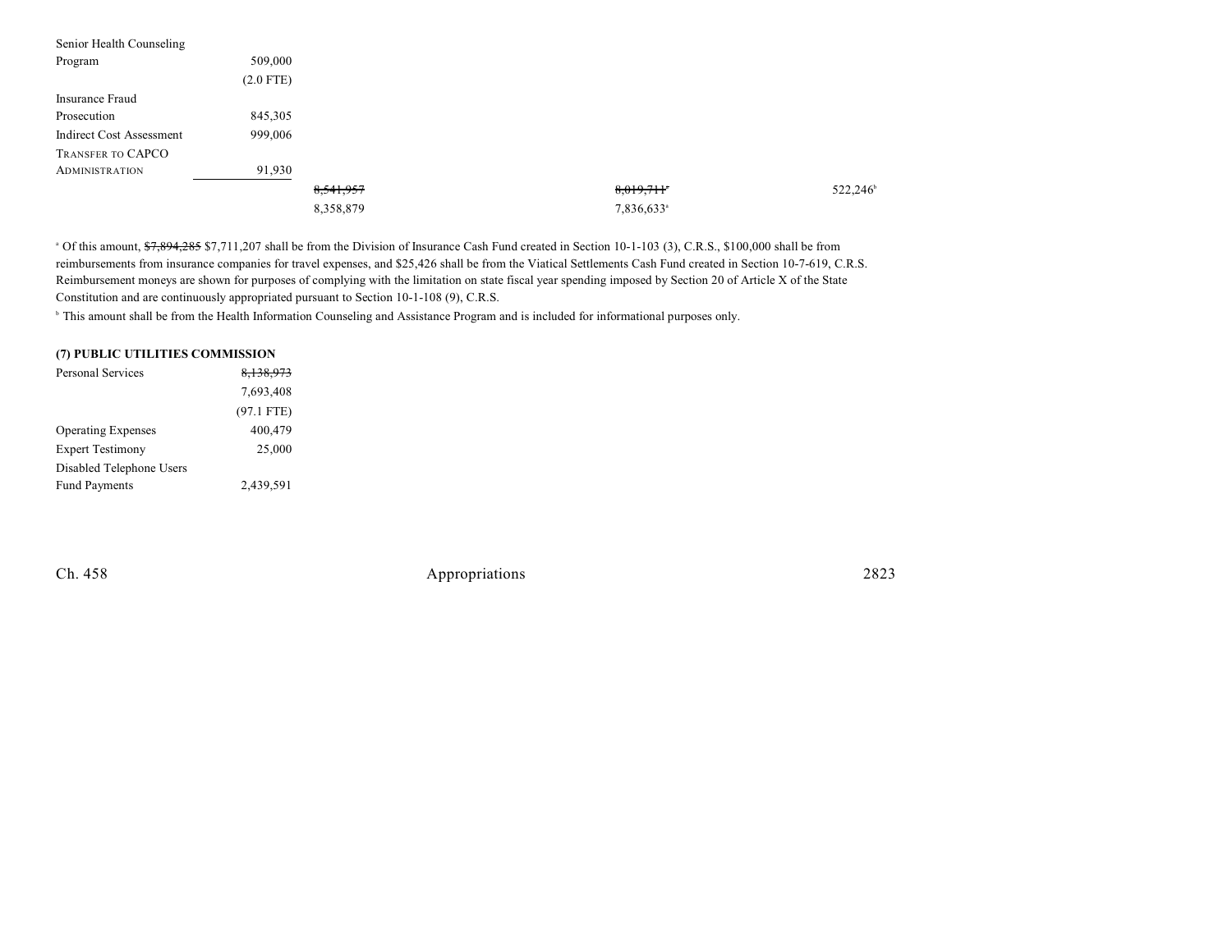| | | | | |
|---|---|---|---|---|
| Senior Health Counseling Program | 509,000 | | | |
| | (2.0 FTE) | | | |
| Insurance Fraud Prosecution | 845,305 | | | |
| Indirect Cost Assessment | 999,006 | | | |
| TRANSFER TO CAPCO ADMINISTRATION | 91,930 | | | |
| | | ~~8,541,957~~ | ~~8,019,711~~[a] | 522,246[b] |
| | | 8,358,879 | 7,836,633[a] | |

[a] Of this amount, ~~$7,894,285~~ $7,711,207 shall be from the Division of Insurance Cash Fund created in Section 10-1-103 (3), C.R.S., $100,000 shall be from reimbursements from insurance companies for travel expenses, and $25,426 shall be from the Viatical Settlements Cash Fund created in Section 10-7-619, C.R.S. Reimbursement moneys are shown for purposes of complying with the limitation on state fiscal year spending imposed by Section 20 of Article X of the State Constitution and are continuously appropriated pursuant to Section 10-1-108 (9), C.R.S.

[b] This amount shall be from the Health Information Counseling and Assistance Program and is included for informational purposes only.

**(7) PUBLIC UTILITIES COMMISSION**

| | |
|---|---|
| Personal Services | ~~8,138,973~~ |
| | 7,693,408 |
| | (97.1 FTE) |
| Operating Expenses | 400,479 |
| Expert Testimony | 25,000 |
| Disabled Telephone Users Fund Payments | 2,439,591 |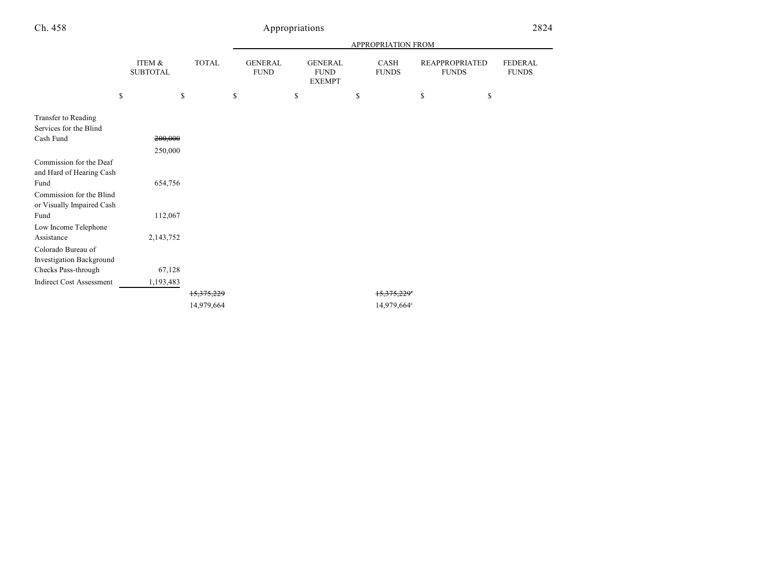| | ITEM & SUBTOTAL | TOTAL | APPROPRIATION FROM GENERAL FUND | GENERAL FUND EXEMPT | CASH FUNDS | REAPPROPRIATED FUNDS | FEDERAL FUNDS |
|---|---|---|---|---|---|---|---|
| | $ | $ | $ | $ | $ | $ | $ |
| Transfer to Reading Services for the Blind Cash Fund | ~~200,000~~ 250,000 | | | | | | |
| Commission for the Deaf and Hard of Hearing Cash Fund | 654,756 | | | | | | |
| Commission for the Blind or Visually Impaired Cash Fund | 112,067 | | | | | | |
| Low Income Telephone Assistance | 2,143,752 | | | | | | |
| Colorado Bureau of Investigation Background Checks Pass-through | 67,128 | | | | | | |
| Indirect Cost Assessment | 1,193,483 | | | | | | |
| | | ~~15,375,229~~ 14,979,664 | | | ~~15,375,229~~[a] 14,979,664[a] | | |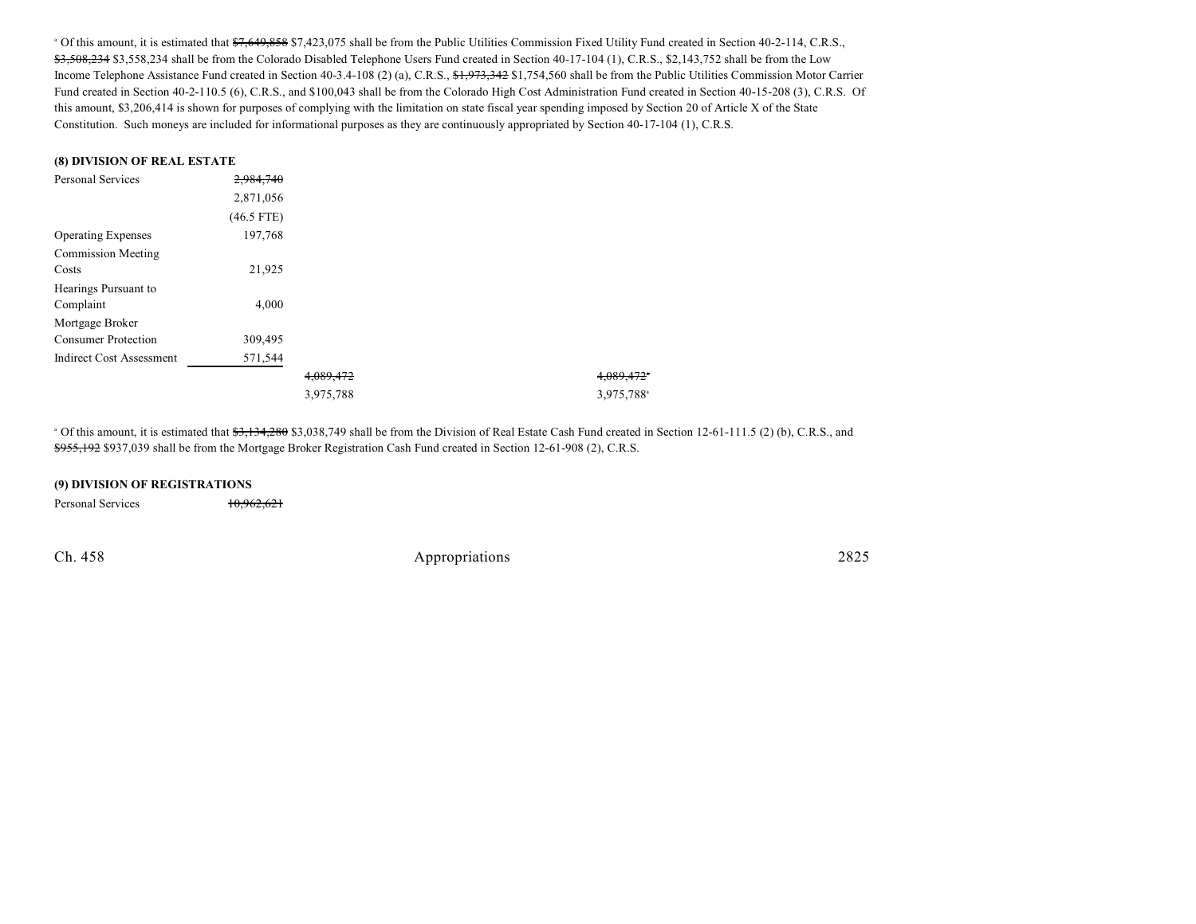[a] Of this amount, it is estimated that ~~$7,649,858~~ $7,423,075 shall be from the Public Utilities Commission Fixed Utility Fund created in Section 40-2-114, C.R.S., ~~$3,508,234~~ $3,558,234 shall be from the Colorado Disabled Telephone Users Fund created in Section 40-17-104 (1), C.R.S., $2,143,752 shall be from the Low Income Telephone Assistance Fund created in Section 40-3.4-108 (2) (a), C.R.S., ~~$1,973,342~~ $1,754,560 shall be from the Public Utilities Commission Motor Carrier Fund created in Section 40-2-110.5 (6), C.R.S., and $100,043 shall be from the Colorado High Cost Administration Fund created in Section 40-15-208 (3), C.R.S. Of this amount, $3,206,414 is shown for purposes of complying with the limitation on state fiscal year spending imposed by Section 20 of Article X of the State Constitution. Such moneys are included for informational purposes as they are continuously appropriated by Section 40-17-104 (1), C.R.S.

**(8) DIVISION OF REAL ESTATE**

| | | | |
|---|---|---|---|
| Personal Services | ~~2,984,740~~ 2,871,056 (46.5 FTE) | | |
| Operating Expenses | 197,768 | | |
| Commission Meeting Costs | 21,925 | | |
| Hearings Pursuant to Complaint | 4,000 | | |
| Mortgage Broker Consumer Protection | 309,495 | | |
| Indirect Cost Assessment | 571,544 | | |
| | | ~~4,089,472~~ 3,975,788 | ~~4,089,472~~[a] 3,975,788[a] |

[a] Of this amount, it is estimated that ~~$3,134,280~~ $3,038,749 shall be from the Division of Real Estate Cash Fund created in Section 12-61-111.5 (2) (b), C.R.S., and ~~$955,192~~ $937,039 shall be from the Mortgage Broker Registration Cash Fund created in Section 12-61-908 (2), C.R.S.

**(9) DIVISION OF REGISTRATIONS**

| | |
|---|---|
| Personal Services | ~~10,962,621~~ |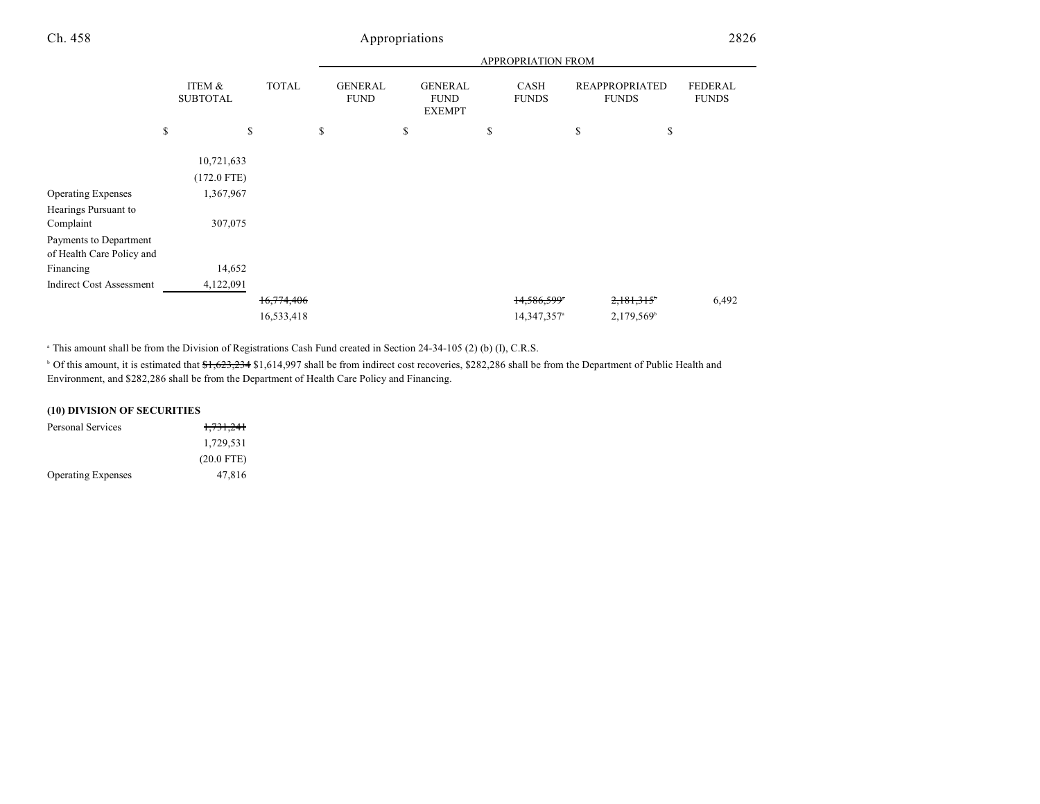| | ITEM & SUBTOTAL | TOTAL | GENERAL FUND | GENERAL FUND EXEMPT | CASH FUNDS | REAPPROPRIATED FUNDS | FEDERAL FUNDS |
|---|---|---|---|---|---|---|---|
| | | | APPROPRIATION FROM | | | | |
| | $ | $ | $ | $ | $ | $ | $ |
| | 10,721,633 | | | | | | |
| | (172.0 FTE) | | | | | | |
| Operating Expenses | 1,367,967 | | | | | | |
| Hearings Pursuant to Complaint | 307,075 | | | | | | |
| Payments to Department of Health Care Policy and Financing | 14,652 | | | | | | |
| Indirect Cost Assessment | 4,122,091 | | | | | | |
| | | ~~16,774,406~~ | | | ~~14,586,599~~[a] | ~~2,181,315~~[b] | 6,492 |
| | | 16,533,418 | | | 14,347,357[a] | 2,179,569[b] | |

[a] This amount shall be from the Division of Registrations Cash Fund created in Section 24-34-105 (2) (b) (I), C.R.S.

[b] Of this amount, it is estimated that ~~$1,623,234~~ $1,614,997 shall be from indirect cost recoveries, $282,286 shall be from the Department of Public Health and Environment, and $282,286 shall be from the Department of Health Care Policy and Financing.

**(10) DIVISION OF SECURITIES**

| | ITEM & SUBTOTAL |
|---|---|
| Personal Services | ~~1,731,241~~ |
| | 1,729,531 |
| | (20.0 FTE) |
| Operating Expenses | 47,816 |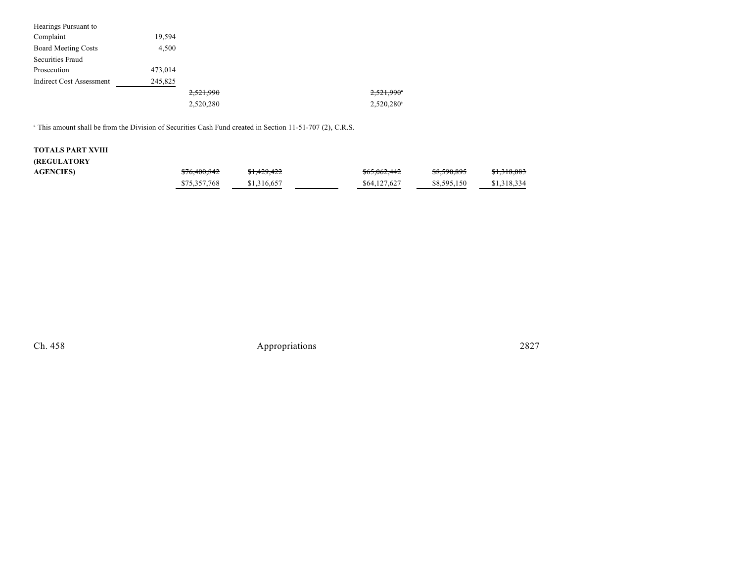| | | | | | | |
|---|---|---|---|---|---|---|
| Hearings Pursuant to Complaint | 19,594 | | | | | |
| Board Meeting Costs | 4,500 | | | | | |
| Securities Fraud Prosecution | 473,014 | | | | | |
| Indirect Cost Assessment | 245,825 | | | | | |
| | | ~~2,521,990~~ | | ~~2,521,990~~[a] | | |
| | | 2,520,280 | | 2,520,280[a] | | |

[a] This amount shall be from the Division of Securities Cash Fund created in Section 11-51-707 (2), C.R.S.

| | | | | | | |
|---|---|---|---|---|---|---|
| **TOTALS PART XVIII (REGULATORY AGENCIES)** | ~~$76,400,842~~ | ~~$1,429,422~~ | | ~~$65,062,442~~ | ~~$8,590,895~~ | ~~$1,318,083~~ |
| | $75,357,768 | $1,316,657 | | $64,127,627 | $8,595,150 | $1,318,334 |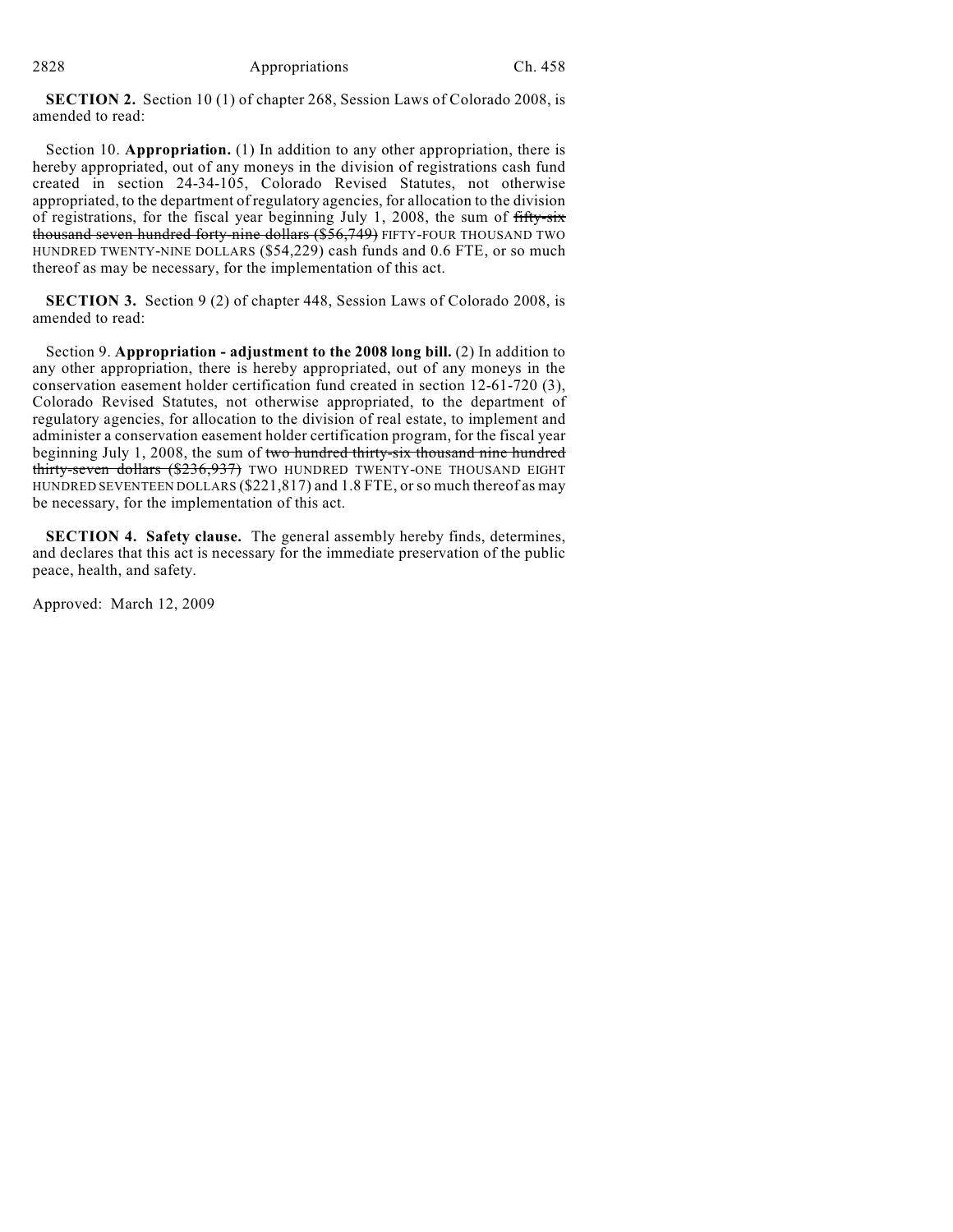**SECTION 2.** Section 10 (1) of chapter 268, Session Laws of Colorado 2008, is amended to read:

Section 10. **Appropriation.** (1) In addition to any other appropriation, there is hereby appropriated, out of any moneys in the division of registrations cash fund created in section 24-34-105, Colorado Revised Statutes, not otherwise appropriated, to the department of regulatory agencies, for allocation to the division of registrations, for the fiscal year beginning July 1, 2008, the sum of ~~fifty-six thousand seven hundred forty-nine dollars ($56,749)~~ FIFTY-FOUR THOUSAND TWO HUNDRED TWENTY-NINE DOLLARS ($54,229) cash funds and 0.6 FTE, or so much thereof as may be necessary, for the implementation of this act.

**SECTION 3.** Section 9 (2) of chapter 448, Session Laws of Colorado 2008, is amended to read:

Section 9. **Appropriation - adjustment to the 2008 long bill.** (2) In addition to any other appropriation, there is hereby appropriated, out of any moneys in the conservation easement holder certification fund created in section 12-61-720 (3), Colorado Revised Statutes, not otherwise appropriated, to the department of regulatory agencies, for allocation to the division of real estate, to implement and administer a conservation easement holder certification program, for the fiscal year beginning July 1, 2008, the sum of ~~two hundred thirty-six thousand nine hundred thirty-seven dollars ($236,937)~~ TWO HUNDRED TWENTY-ONE THOUSAND EIGHT HUNDRED SEVENTEEN DOLLARS ($221,817) and 1.8 FTE, or so much thereof as may be necessary, for the implementation of this act.

**SECTION 4. Safety clause.** The general assembly hereby finds, determines, and declares that this act is necessary for the immediate preservation of the public peace, health, and safety.

Approved: March 12, 2009